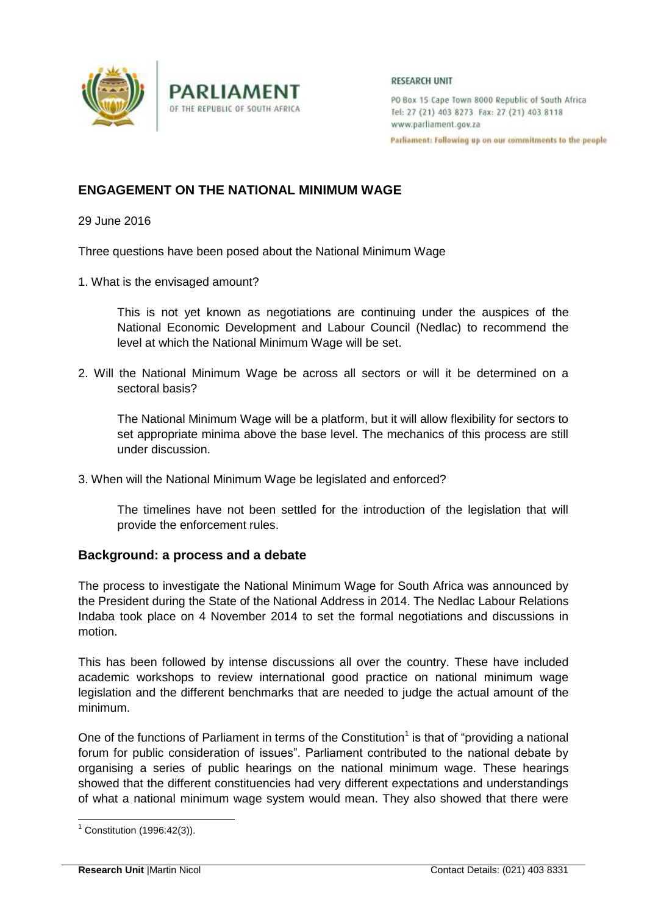RESEARCH UNIT

PO Box 15 Cape Town 8000 Republic of South Africa
Tel: 27 (21) 403 8273 Fax: 27 (21) 403 8118
www.parliament.gov.za

Parliament: Following up on our commitments to the people

## ENGAGEMENT ON THE NATIONAL MINIMUM WAGE

29 June 2016

Three questions have been posed about the National Minimum Wage

1. What is the envisaged amount?

   This is not yet known as negotiations are continuing under the auspices of the National Economic Development and Labour Council (Nedlac) to recommend the level at which the National Minimum Wage will be set.

2. Will the National Minimum Wage be across all sectors or will it be determined on a sectoral basis?

   The National Minimum Wage will be a platform, but it will allow flexibility for sectors to set appropriate minima above the base level. The mechanics of this process are still under discussion.

3. When will the National Minimum Wage be legislated and enforced?

   The timelines have not been settled for the introduction of the legislation that will provide the enforcement rules.

### Background: a process and a debate

The process to investigate the National Minimum Wage for South Africa was announced by the President during the State of the National Address in 2014. The Nedlac Labour Relations Indaba took place on 4 November 2014 to set the formal negotiations and discussions in motion.

This has been followed by intense discussions all over the country. These have included academic workshops to review international good practice on national minimum wage legislation and the different benchmarks that are needed to judge the actual amount of the minimum.

One of the functions of Parliament in terms of the Constitution[1] is that of "providing a national forum for public consideration of issues". Parliament contributed to the national debate by organising a series of public hearings on the national minimum wage. These hearings showed that the different constituencies had very different expectations and understandings of what a national minimum wage system would mean. They also showed that there were

[1] Constitution (1996:42(3)).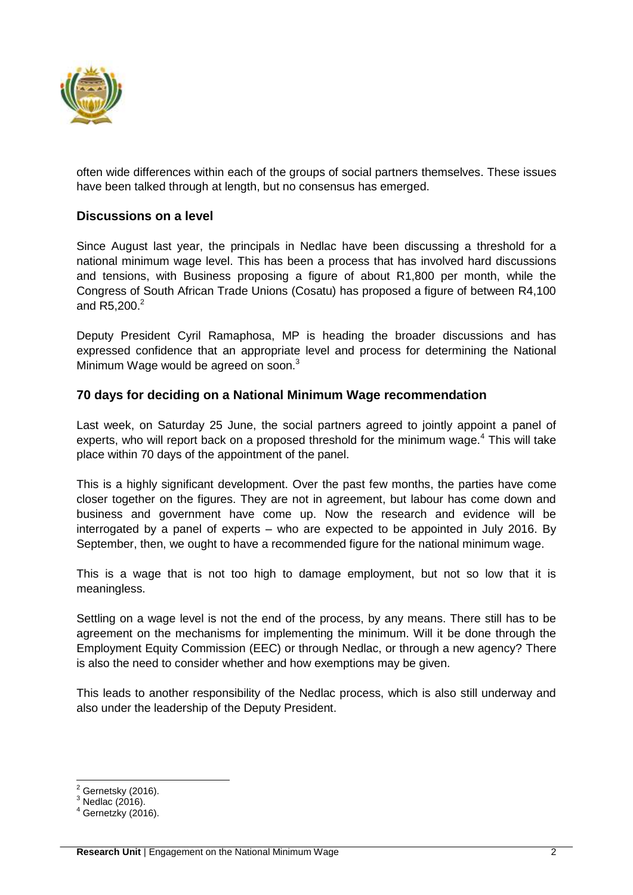often wide differences within each of the groups of social partners themselves. These issues have been talked through at length, but no consensus has emerged.

### Discussions on a level

Since August last year, the principals in Nedlac have been discussing a threshold for a national minimum wage level. This has been a process that has involved hard discussions and tensions, with Business proposing a figure of about R1,800 per month, while the Congress of South African Trade Unions (Cosatu) has proposed a figure of between R4,100 and R5,200.[2]

Deputy President Cyril Ramaphosa, MP is heading the broader discussions and has expressed confidence that an appropriate level and process for determining the National Minimum Wage would be agreed on soon.[3]

### 70 days for deciding on a National Minimum Wage recommendation

Last week, on Saturday 25 June, the social partners agreed to jointly appoint a panel of experts, who will report back on a proposed threshold for the minimum wage.[4] This will take place within 70 days of the appointment of the panel.

This is a highly significant development. Over the past few months, the parties have come closer together on the figures. They are not in agreement, but labour has come down and business and government have come up. Now the research and evidence will be interrogated by a panel of experts – who are expected to be appointed in July 2016. By September, then, we ought to have a recommended figure for the national minimum wage.

This is a wage that is not too high to damage employment, but not so low that it is meaningless.

Settling on a wage level is not the end of the process, by any means. There still has to be agreement on the mechanisms for implementing the minimum. Will it be done through the Employment Equity Commission (EEC) or through Nedlac, or through a new agency? There is also the need to consider whether and how exemptions may be given.

This leads to another responsibility of the Nedlac process, which is also still underway and also under the leadership of the Deputy President.

---

[2] Gernetsky (2016).
[3] Nedlac (2016).
[4] Gernetzky (2016).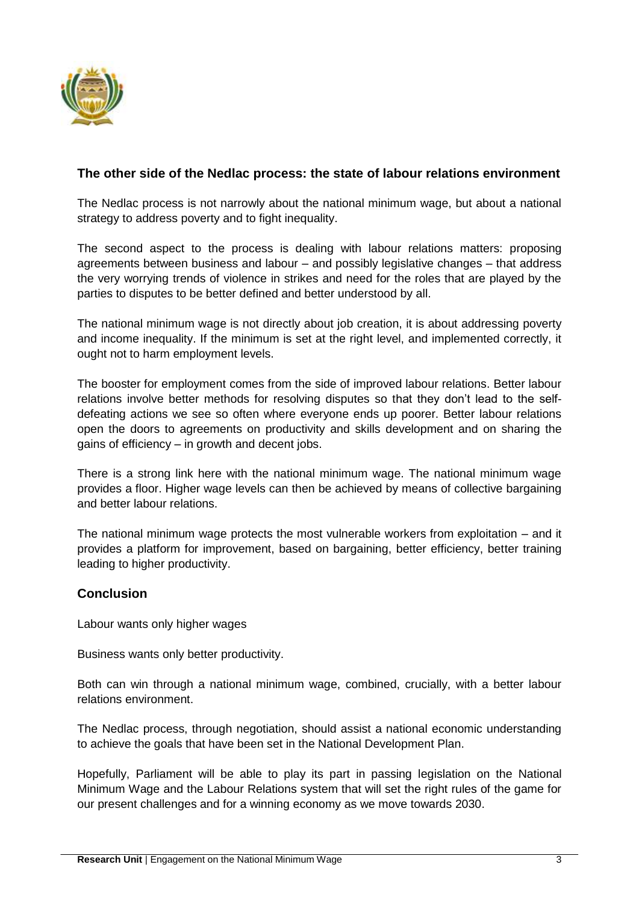## The other side of the Nedlac process: the state of labour relations environment

The Nedlac process is not narrowly about the national minimum wage, but about a national strategy to address poverty and to fight inequality.

The second aspect to the process is dealing with labour relations matters: proposing agreements between business and labour – and possibly legislative changes – that address the very worrying trends of violence in strikes and need for the roles that are played by the parties to disputes to be better defined and better understood by all.

The national minimum wage is not directly about job creation, it is about addressing poverty and income inequality. If the minimum is set at the right level, and implemented correctly, it ought not to harm employment levels.

The booster for employment comes from the side of improved labour relations. Better labour relations involve better methods for resolving disputes so that they don't lead to the self-defeating actions we see so often where everyone ends up poorer. Better labour relations open the doors to agreements on productivity and skills development and on sharing the gains of efficiency – in growth and decent jobs.

There is a strong link here with the national minimum wage. The national minimum wage provides a floor. Higher wage levels can then be achieved by means of collective bargaining and better labour relations.

The national minimum wage protects the most vulnerable workers from exploitation – and it provides a platform for improvement, based on bargaining, better efficiency, better training leading to higher productivity.

## Conclusion

Labour wants only higher wages

Business wants only better productivity.

Both can win through a national minimum wage, combined, crucially, with a better labour relations environment.

The Nedlac process, through negotiation, should assist a national economic understanding to achieve the goals that have been set in the National Development Plan.

Hopefully, Parliament will be able to play its part in passing legislation on the National Minimum Wage and the Labour Relations system that will set the right rules of the game for our present challenges and for a winning economy as we move towards 2030.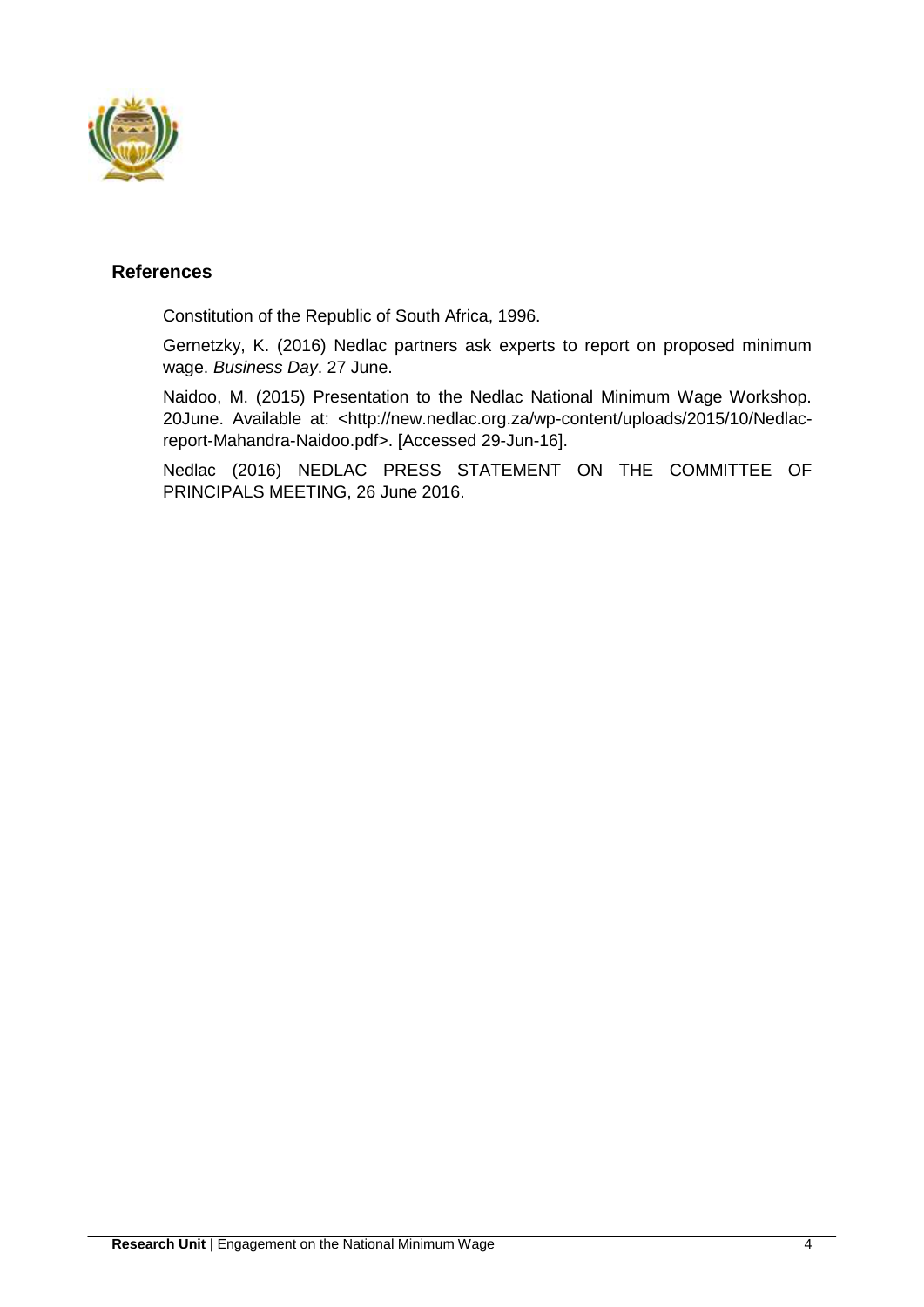## References

Constitution of the Republic of South Africa, 1996.

Gernetzky, K. (2016) Nedlac partners ask experts to report on proposed minimum wage. *Business Day*. 27 June.

Naidoo, M. (2015) Presentation to the Nedlac National Minimum Wage Workshop. 20June. Available at: <http://new.nedlac.org.za/wp-content/uploads/2015/10/Nedlac-report-Mahandra-Naidoo.pdf>. [Accessed 29-Jun-16].

Nedlac (2016) NEDLAC PRESS STATEMENT ON THE COMMITTEE OF PRINCIPALS MEETING, 26 June 2016.